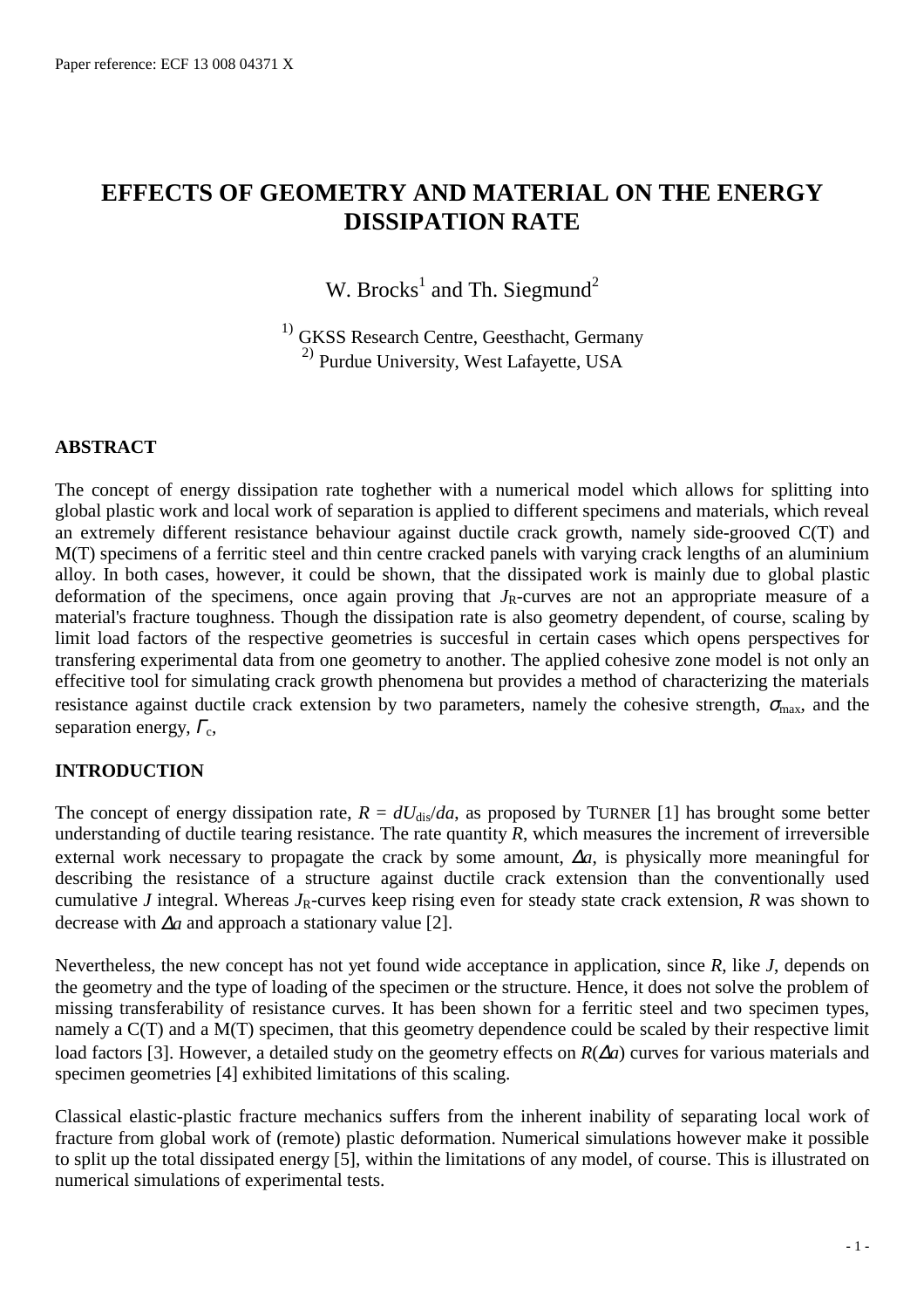Paper reference: ECF 13 008 04371 X

# EFFECTS OF GEOMETRY AND MATERIAL ON THE ENERGY DISSIPATION RATE

W. Brocks[1] and Th. Siegmund[2]

[1)] GKSS Research Centre, Geesthacht, Germany
[2)] Purdue University, West Lafayette, USA

## ABSTRACT

The concept of energy dissipation rate toghether with a numerical model which allows for splitting into global plastic work and local work of separation is applied to different specimens and materials, which reveal an extremely different resistance behaviour against ductile crack growth, namely side-grooved C(T) and M(T) specimens of a ferritic steel and thin centre cracked panels with varying crack lengths of an aluminium alloy. In both cases, however, it could be shown, that the dissipated work is mainly due to global plastic deformation of the specimens, once again proving that $J_R$-curves are not an appropriate measure of a material's fracture toughness. Though the dissipation rate is also geometry dependent, of course, scaling by limit load factors of the respective geometries is succesful in certain cases which opens perspectives for transfering experimental data from one geometry to another. The applied cohesive zone model is not only an effecitive tool for simulating crack growth phenomena but provides a method of characterizing the materials resistance against ductile crack extension by two parameters, namely the cohesive strength, $\sigma_{max}$, and the separation energy, $\Gamma_c$,

## INTRODUCTION

The concept of energy dissipation rate, $R = dU_{dis}/da$, as proposed by TURNER [1] has brought some better understanding of ductile tearing resistance. The rate quantity $R$, which measures the increment of irreversible external work necessary to propagate the crack by some amount, $\Delta a$, is physically more meaningful for describing the resistance of a structure against ductile crack extension than the conventionally used cumulative $J$ integral. Whereas $J_R$-curves keep rising even for steady state crack extension, $R$ was shown to decrease with $\Delta a$ and approach a stationary value [2].

Nevertheless, the new concept has not yet found wide acceptance in application, since $R$, like $J$, depends on the geometry and the type of loading of the specimen or the structure. Hence, it does not solve the problem of missing transferability of resistance curves. It has been shown for a ferritic steel and two specimen types, namely a C(T) and a M(T) specimen, that this geometry dependence could be scaled by their respective limit load factors [3]. However, a detailed study on the geometry effects on $R(\Delta a)$ curves for various materials and specimen geometries [4] exhibited limitations of this scaling.

Classical elastic-plastic fracture mechanics suffers from the inherent inability of separating local work of fracture from global work of (remote) plastic deformation. Numerical simulations however make it possible to split up the total dissipated energy [5], within the limitations of any model, of course. This is illustrated on numerical simulations of experimental tests.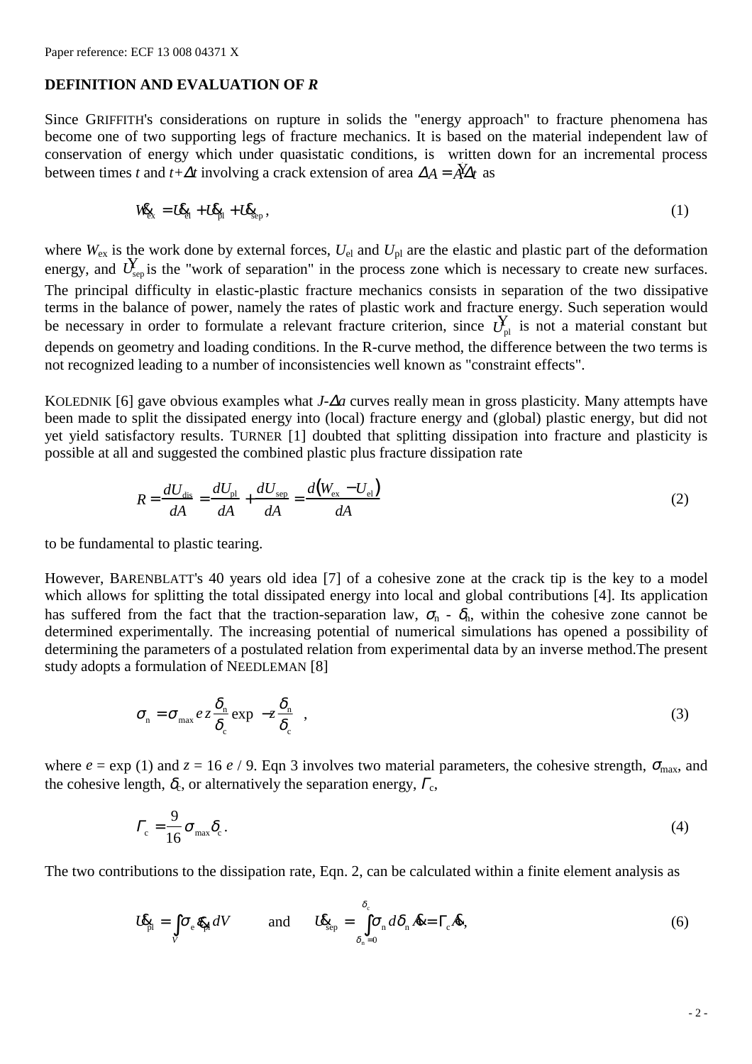Paper reference: ECF 13 008 04371 X

## DEFINITION AND EVALUATION OF *R*

Since GRIFFITH's considerations on rupture in solids the "energy approach" to fracture phenomena has become one of two supporting legs of fracture mechanics. It is based on the material independent law of conservation of energy which under quasistatic conditions, is written down for an incremental process between times $t$ and $t+\Delta t$ involving a crack extension of area $\Delta A = \dot{A}\Delta t$ as

$$\dot{W}_{\text{ex}} = \dot{U}_{\text{el}} + \dot{U}_{\text{pl}} + \dot{U}_{\text{sep}}, \tag{1}$$

where $W_{\text{ex}}$ is the work done by external forces, $U_{\text{el}}$ and $U_{\text{pl}}$ are the elastic and plastic part of the deformation energy, and $\dot{U}_{\text{sep}}$ is the "work of separation" in the process zone which is necessary to create new surfaces. The principal difficulty in elastic-plastic fracture mechanics consists in separation of the two dissipative terms in the balance of power, namely the rates of plastic work and fracture energy. Such seperation would be necessary in order to formulate a relevant fracture criterion, since $\dot{U}_{\text{pl}}$ is not a material constant but depends on geometry and loading conditions. In the R-curve method, the difference between the two terms is not recognized leading to a number of inconsistencies well known as "constraint effects".

KOLEDNIK [6] gave obvious examples what $J$-$\Delta a$ curves really mean in gross plasticity. Many attempts have been made to split the dissipated energy into (local) fracture energy and (global) plastic energy, but did not yet yield satisfactory results. TURNER [1] doubted that splitting dissipation into fracture and plasticity is possible at all and suggested the combined plastic plus fracture dissipation rate

$$R = \frac{dU_{\text{dis}}}{dA} = \frac{dU_{\text{pl}}}{dA} + \frac{dU_{\text{sep}}}{dA} = \frac{d\left(W_{\text{ex}} - U_{\text{el}}\right)}{dA} \tag{2}$$

to be fundamental to plastic tearing.

However, BARENBLATT's 40 years old idea [7] of a cohesive zone at the crack tip is the key to a model which allows for splitting the total dissipated energy into local and global contributions [4]. Its application has suffered from the fact that the traction-separation law, $\sigma_{\text{n}}$ - $\delta_{\text{n}}$, within the cohesive zone cannot be determined experimentally. The increasing potential of numerical simulations has opened a possibility of determining the parameters of a postulated relation from experimental data by an inverse method.The present study adopts a formulation of NEEDLEMAN [8]

$$\sigma_{\text{n}} = \sigma_{\max}\, e\, z \frac{\delta_{\text{n}}}{\delta_{\text{c}}} \exp\left(-z \frac{\delta_{\text{n}}}{\delta_{\text{c}}}\right), \tag{3}$$

where $e = \exp(1)$ and $z = 16\, e / 9$. Eqn 3 involves two material parameters, the cohesive strength, $\sigma_{\max}$, and the cohesive length, $\delta_{\text{c}}$, or alternatively the separation energy, $\Gamma_{\text{c}}$,

$$\Gamma_{\text{c}} = \frac{9}{16}\sigma_{\max}\delta_{\text{c}}. \tag{4}$$

The two contributions to the dissipation rate, Eqn. 2, can be calculated within a finite element analysis as

$$\dot{U}_{\text{pl}} = \int_V \sigma_{\text{e}}\, \dot{\varepsilon}_{\text{pl}}\, dV \qquad \text{and} \qquad \dot{U}_{\text{sep}} = \int_{\delta_{\text{n}}=0}^{\delta_{\text{c}}} \sigma_{\text{n}}\, d\delta_{\text{n}}\, \dot{A} = \Gamma_{\text{c}} \dot{A}, \tag{6}$$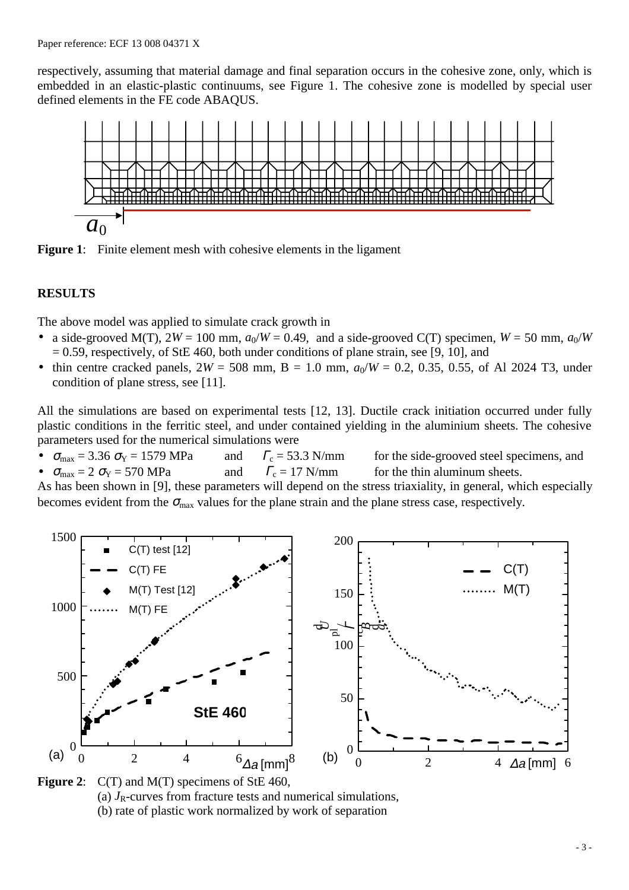respectively, assuming that material damage and final separation occurs in the cohesive zone, only, which is embedded in an elastic-plastic continuums, see Figure 1. The cohesive zone is modelled by special user defined elements in the FE code ABAQUS.

**Figure 1**: Finite element mesh with cohesive elements in the ligament

## RESULTS

The above model was applied to simulate crack growth in

- a side-grooved M(T), $2W$ = 100 mm, $a_0/W$ = 0.49, and a side-grooved C(T) specimen, $W$ = 50 mm, $a_0/W$ = 0.59, respectively, of StE 460, both under conditions of plane strain, see [9, 10], and
- thin centre cracked panels, $2W$ = 508 mm, B = 1.0 mm, $a_0/W$ = 0.2, 0.35, 0.55, of Al 2024 T3, under condition of plane stress, see [11].

All the simulations are based on experimental tests [12, 13]. Ductile crack initiation occurred under fully plastic conditions in the ferritic steel, and under contained yielding in the aluminium sheets. The cohesive parameters used for the numerical simulations were

- $\sigma_{max} = 3.36\ \sigma_Y$ = 1579 MPa and $\Gamma_c$ = 53.3 N/mm for the side-grooved steel specimens, and
- $\sigma_{max} = 2\ \sigma_Y$ = 570 MPa and $\Gamma_c$ = 17 N/mm for the thin aluminum sheets.

As has been shown in [9], these parameters will depend on the stress triaxiality, in general, which especially becomes evident from the $\sigma_{max}$ values for the plane strain and the plane stress case, respectively.

**Figure 2**: C(T) and M(T) specimens of StE 460,
(a) $J_R$-curves from fracture tests and numerical simulations,
(b) rate of plastic work normalized by work of separation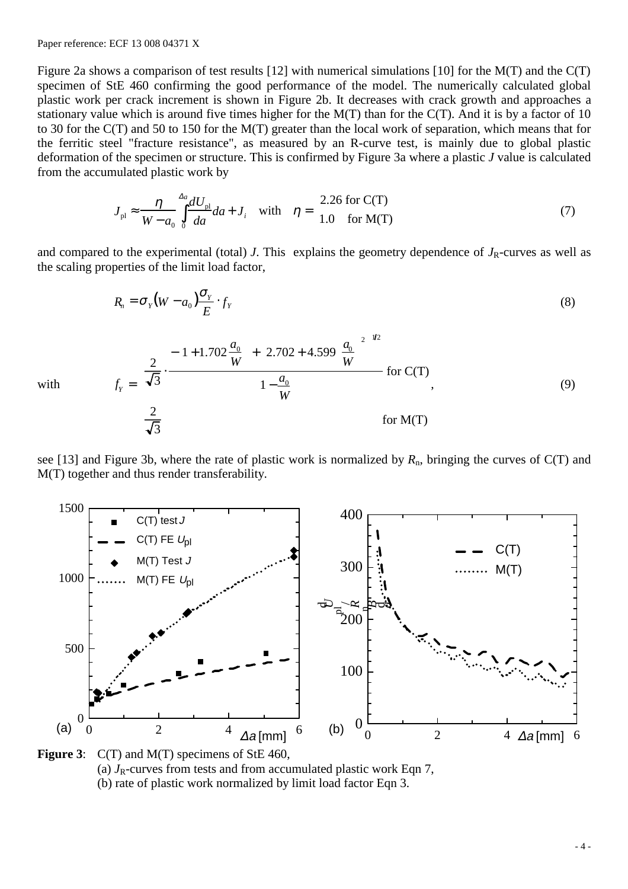Figure 2a shows a comparison of test results [12] with numerical simulations [10] for the M(T) and the C(T) specimen of StE 460 confirming the good performance of the model. The numerically calculated global plastic work per crack increment is shown in Figure 2b. It decreases with crack growth and approaches a stationary value which is around five times higher for the M(T) than for the C(T). And it is by a factor of 10 to 30 for the C(T) and 50 to 150 for the M(T) greater than the local work of separation, which means that for the ferritic steel "fracture resistance", as measured by an R-curve test, is mainly due to global plastic deformation of the specimen or structure. This is confirmed by Figure 3a where a plastic $J$ value is calculated from the accumulated plastic work by

$$J_{\mathrm{pl}} \approx \frac{\eta}{W - a_0} \int_0^{\Delta a} \frac{dU_{\mathrm{pl}}}{da} da + J_i \quad \text{with} \quad \eta = \begin{cases} 2.26 & \text{for C(T)} \\ 1.0 & \text{for M(T)} \end{cases} \tag{7}$$

and compared to the experimental (total) $J$. This explains the geometry dependence of $J_{\mathrm{R}}$-curves as well as the scaling properties of the limit load factor,

$$R_n = \sigma_Y (W - a_0) \frac{\sigma_Y}{E} \cdot f_Y \tag{8}$$

with

$$f_Y = \begin{cases} \dfrac{2}{\sqrt{3}} \cdot \dfrac{-\left(1 + 1.702 \dfrac{a_0}{W}\right) + \left[2.702 + 4.599 \left(\dfrac{a_0}{W}\right)^2\right]^{1/2}}{1 - \dfrac{a_0}{W}} & \text{for C(T)} \\ \dfrac{2}{\sqrt{3}} & \text{for M(T)} \end{cases}, \tag{9}$$

see [13] and Figure 3b, where the rate of plastic work is normalized by $R_{\mathrm{n}}$, bringing the curves of C(T) and M(T) together and thus render transferability.

**Figure 3**: C(T) and M(T) specimens of StE 460,
(a) $J_{\mathrm{R}}$-curves from tests and from accumulated plastic work Eqn 7,
(b) rate of plastic work normalized by limit load factor Eqn 3.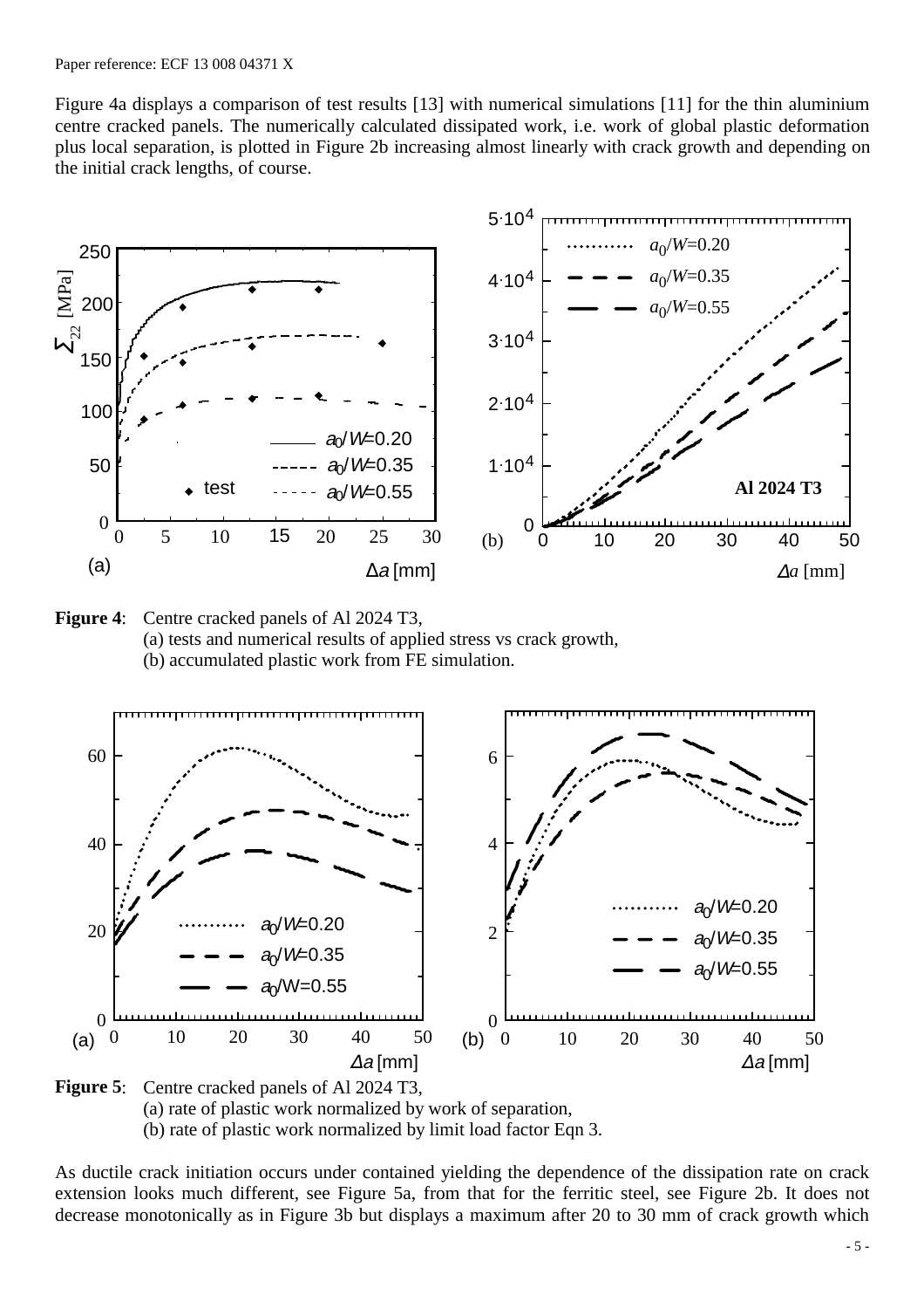Paper reference: ECF 13 008 04371 X

Figure 4a displays a comparison of test results [13] with numerical simulations [11] for the thin aluminium centre cracked panels. The numerically calculated dissipated work, i.e. work of global plastic deformation plus local separation, is plotted in Figure 2b increasing almost linearly with crack growth and depending on the initial crack lengths, of course.

**Figure 4**: Centre cracked panels of Al 2024 T3,
(a) tests and numerical results of applied stress vs crack growth,
(b) accumulated plastic work from FE simulation.

**Figure 5**: Centre cracked panels of Al 2024 T3,
(a) rate of plastic work normalized by work of separation,
(b) rate of plastic work normalized by limit load factor Eqn 3.

As ductile crack initiation occurs under contained yielding the dependence of the dissipation rate on crack extension looks much different, see Figure 5a, from that for the ferritic steel, see Figure 2b. It does not decrease monotonically as in Figure 3b but displays a maximum after 20 to 30 mm of crack growth which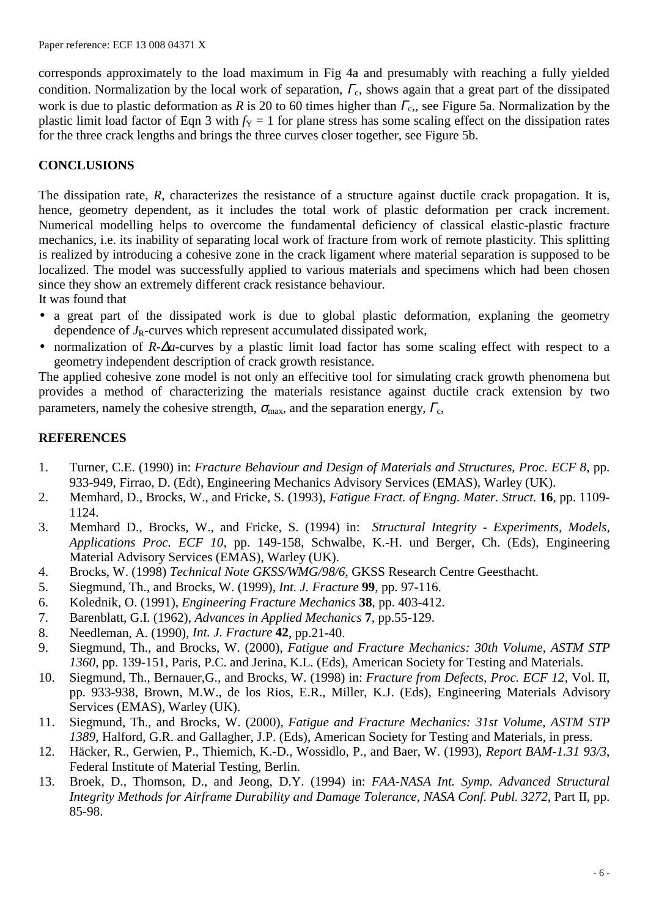corresponds approximately to the load maximum in Fig 4a and presumably with reaching a fully yielded condition. Normalization by the local work of separation, $\Gamma_c$, shows again that a great part of the dissipated work is due to plastic deformation as *R* is 20 to 60 times higher than $\Gamma_c$,, see Figure 5a. Normalization by the plastic limit load factor of Eqn 3 with $f_Y = 1$ for plane stress has some scaling effect on the dissipation rates for the three crack lengths and brings the three curves closer together, see Figure 5b.

## CONCLUSIONS

The dissipation rate, *R*, characterizes the resistance of a structure against ductile crack propagation. It is, hence, geometry dependent, as it includes the total work of plastic deformation per crack increment. Numerical modelling helps to overcome the fundamental deficiency of classical elastic-plastic fracture mechanics, i.e. its inability of separating local work of fracture from work of remote plasticity. This splitting is realized by introducing a cohesive zone in the crack ligament where material separation is supposed to be localized. The model was successfully applied to various materials and specimens which had been chosen since they show an extremely different crack resistance behaviour.
It was found that

- a great part of the dissipated work is due to global plastic deformation, explaining the geometry dependence of $J_R$-curves which represent accumulated dissipated work,
- normalization of $R$-$\Delta a$-curves by a plastic limit load factor has some scaling effect with respect to a geometry independent description of crack growth resistance.

The applied cohesive zone model is not only an effecitive tool for simulating crack growth phenomena but provides a method of characterizing the materials resistance against ductile crack extension by two parameters, namely the cohesive strength, $\sigma_{max}$, and the separation energy, $\Gamma_c$,

## REFERENCES

1. Turner, C.E. (1990) in: *Fracture Behaviour and Design of Materials and Structures, Proc. ECF 8*, pp. 933-949, Firrao, D. (Edt), Engineering Mechanics Advisory Services (EMAS), Warley (UK).
2. Memhard, D., Brocks, W., and Fricke, S. (1993), *Fatigue Fract. of Engng. Mater. Struct.* **16**, pp. 1109-1124.
3. Memhard D., Brocks, W., and Fricke, S. (1994) in: *Structural Integrity - Experiments, Models, Applications Proc. ECF 10*, pp. 149-158, Schwalbe, K.-H. und Berger, Ch. (Eds), Engineering Material Advisory Services (EMAS), Warley (UK).
4. Brocks, W. (1998) *Technical Note GKSS/WMG/98/6*, GKSS Research Centre Geesthacht.
5. Siegmund, Th., and Brocks, W. (1999), *Int. J. Fracture* **99**, pp. 97-116.
6. Kolednik, O. (1991), *Engineering Fracture Mechanics* **38**, pp. 403-412.
7. Barenblatt, G.I. (1962), *Advances in Applied Mechanics* **7**, pp.55-129.
8. Needleman, A. (1990), *Int. J. Fracture* **42**, pp.21-40.
9. Siegmund, Th., and Brocks, W. (2000), *Fatigue and Fracture Mechanics: 30th Volume, ASTM STP 1360*, pp. 139-151, Paris, P.C. and Jerina, K.L. (Eds), American Society for Testing and Materials.
10. Siegmund, Th., Bernauer,G., and Brocks, W. (1998) in: *Fracture from Defects, Proc. ECF 12*, Vol. II, pp. 933-938, Brown, M.W., de los Rios, E.R., Miller, K.J. (Eds), Engineering Materials Advisory Services (EMAS), Warley (UK).
11. Siegmund, Th., and Brocks, W. (2000), *Fatigue and Fracture Mechanics: 31st Volume, ASTM STP 1389*, Halford, G.R. and Gallagher, J.P. (Eds), American Society for Testing and Materials, in press.
12. Häcker, R., Gerwien, P., Thiemich, K.-D., Wossidlo, P., and Baer, W. (1993), *Report BAM-1.31 93/3*, Federal Institute of Material Testing, Berlin.
13. Broek, D., Thomson, D., and Jeong, D.Y. (1994) in: *FAA-NASA Int. Symp. Advanced Structural Integrity Methods for Airframe Durability and Damage Tolerance, NASA Conf. Publ. 3272*, Part II, pp. 85-98.